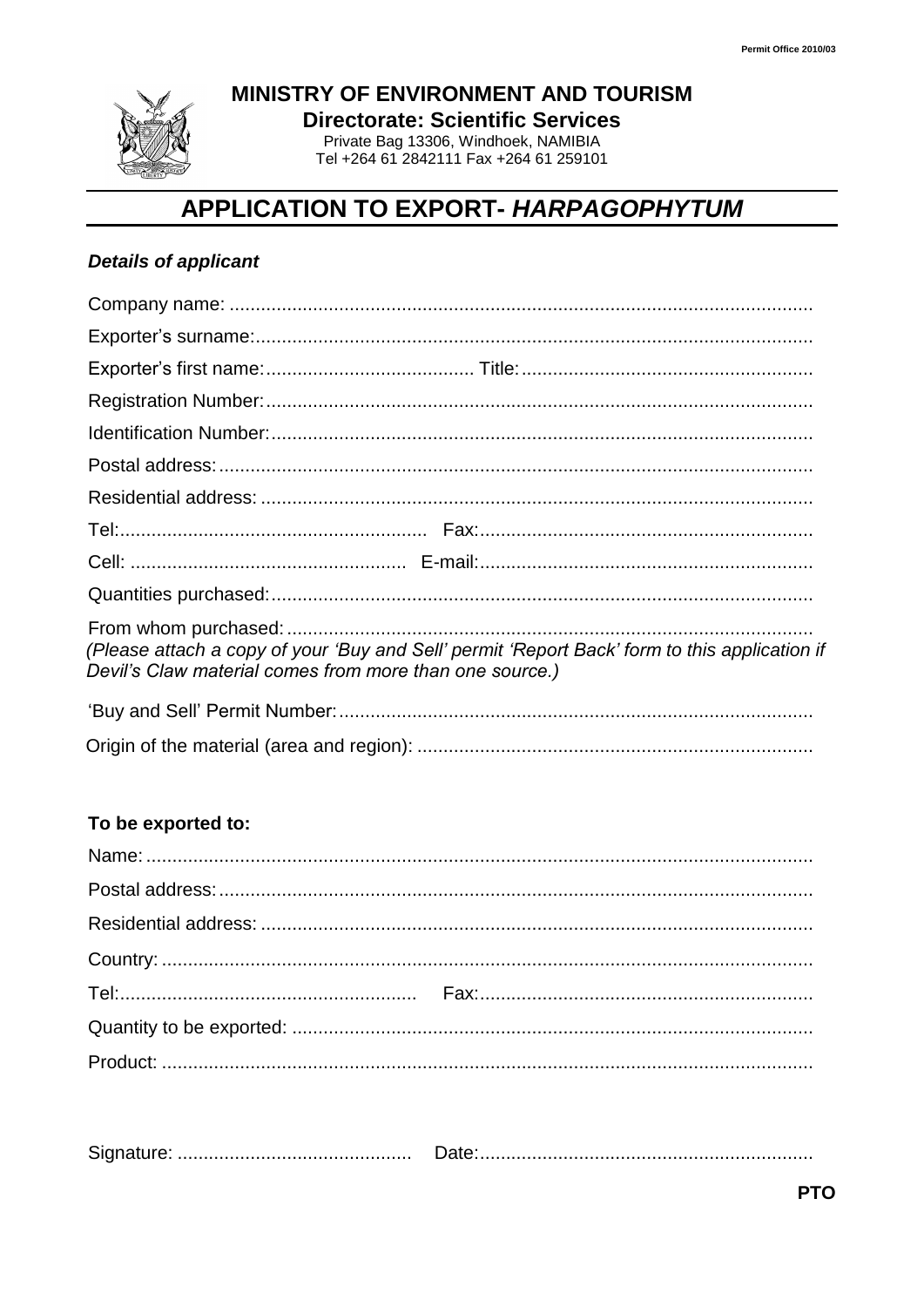**MINISTRY OF ENVIRONMENT AND TOURISM**
**Directorate: Scientific Services**
Private Bag 13306, Windhoek, NAMIBIA
Tel +264 61 2842111 Fax +264 61 259101

# APPLICATION TO EXPORT- *HARPAGOPHYTUM*

***Details of applicant***

Company name: ..............................................................................................................

Exporter's surname:..........................................................................................................

Exporter's first name:....................................... Title:......................................................

Registration Number:.......................................................................................................

Identification Number:.......................................................................................................

Postal address:................................................................................................................

Residential address: .........................................................................................................

Tel:.......................................................... Fax:...............................................................

Cell: .................................................... E-mail:...............................................................

Quantities purchased:.......................................................................................................

From whom purchased:...................................................................................................
*(Please attach a copy of your 'Buy and Sell' permit 'Report Back' form to this application if Devil's Claw material comes from more than one source.)*

'Buy and Sell' Permit Number:..........................................................................................

Origin of the material (area and region): ...........................................................................

**To be exported to:**

Name: ..............................................................................................................................

Postal address:................................................................................................................

Residential address: .........................................................................................................

Country: ...........................................................................................................................

Tel:........................................................ Fax:...............................................................

Quantity to be exported: ...................................................................................................

Product: ...........................................................................................................................

Signature: ............................................ Date:...............................................................

**PTO**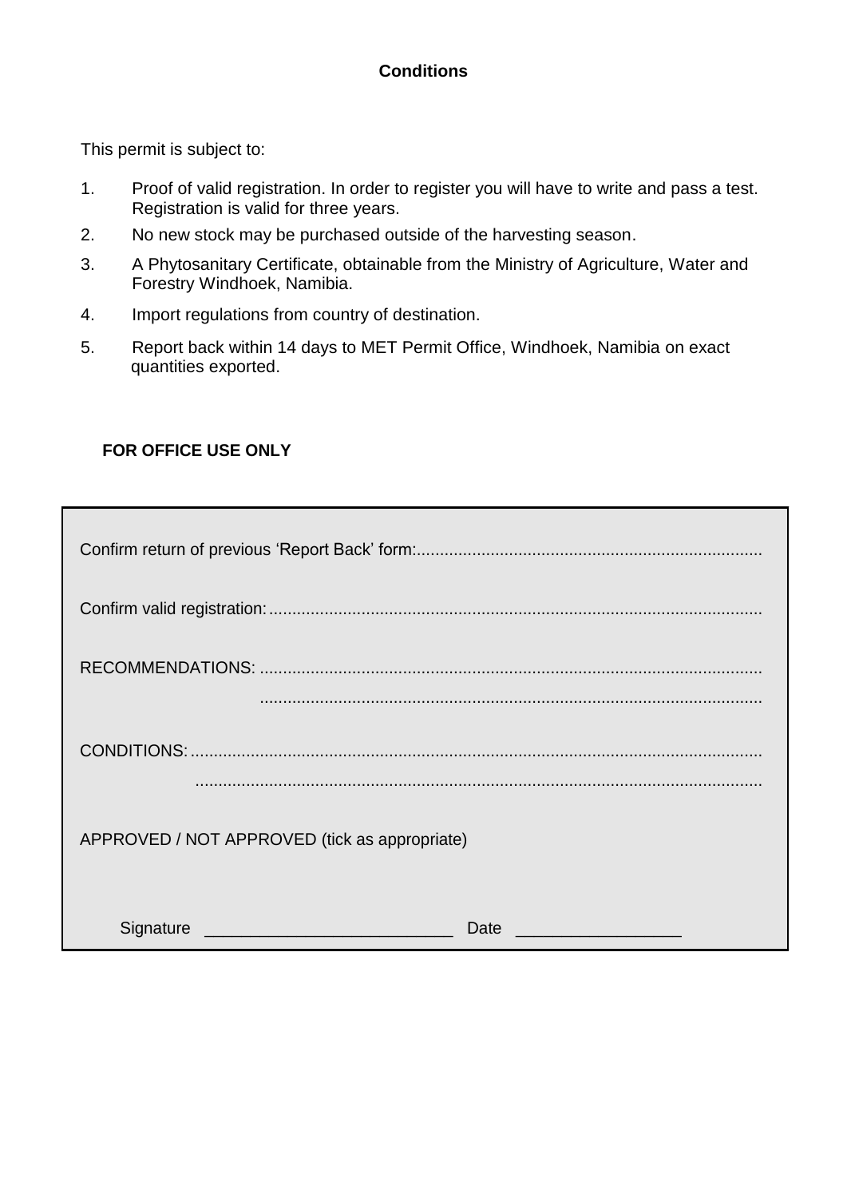## Conditions

This permit is subject to:

1. Proof of valid registration. In order to register you will have to write and pass a test. Registration is valid for three years.
2. No new stock may be purchased outside of the harvesting season.
3. A Phytosanitary Certificate, obtainable from the Ministry of Agriculture, Water and Forestry Windhoek, Namibia.
4. Import regulations from country of destination.
5. Report back within 14 days to MET Permit Office, Windhoek, Namibia on exact quantities exported.

**FOR OFFICE USE ONLY**

Confirm return of previous 'Report Back' form:..........................................................................

Confirm valid registration:..........................................................................................................

RECOMMENDATIONS: ...........................................................................................................
..........................................................................................................

CONDITIONS: ..........................................................................................................................
..........................................................................................................................

APPROVED / NOT APPROVED (tick as appropriate)

Signature \_\_\_\_\_\_\_\_\_\_\_\_\_\_\_\_\_\_\_\_\_\_\_\_\_\_ Date \_\_\_\_\_\_\_\_\_\_\_\_\_\_\_\_\_